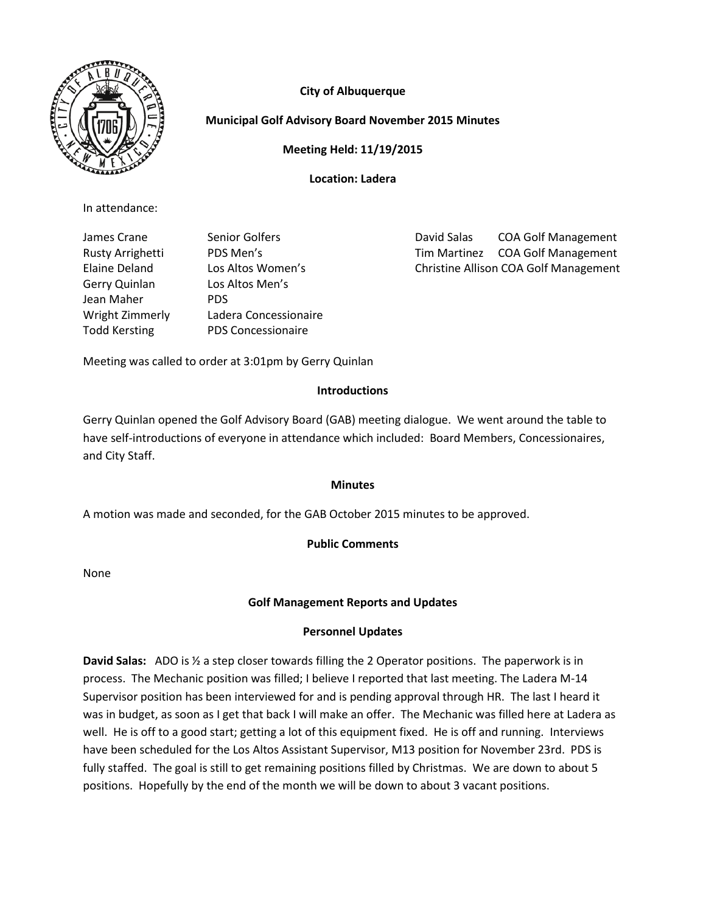**City of Albuquerque**

**Municipal Golf Advisory Board November 2015 Minutes**

**Meeting Held: 11/19/2015**

**Location: Ladera**

In attendance:

| | | | |
|---|---|---|---|
| James Crane | Senior Golfers | David Salas | COA Golf Management |
| Rusty Arrighetti | PDS Men's | Tim Martinez | COA Golf Management |
| Elaine Deland | Los Altos Women's | Christine Allison | COA Golf Management |
| Gerry Quinlan | Los Altos Men's | | |
| Jean Maher | PDS | | |
| Wright Zimmerly | Ladera Concessionaire | | |
| Todd Kersting | PDS Concessionaire | | |

Meeting was called to order at 3:01pm by Gerry Quinlan

**Introductions**

Gerry Quinlan opened the Golf Advisory Board (GAB) meeting dialogue. We went around the table to have self-introductions of everyone in attendance which included: Board Members, Concessionaires, and City Staff.

**Minutes**

A motion was made and seconded, for the GAB October 2015 minutes to be approved.

**Public Comments**

None

**Golf Management Reports and Updates**

**Personnel Updates**

**David Salas:** ADO is ½ a step closer towards filling the 2 Operator positions. The paperwork is in process. The Mechanic position was filled; I believe I reported that last meeting. The Ladera M-14 Supervisor position has been interviewed for and is pending approval through HR. The last I heard it was in budget, as soon as I get that back I will make an offer. The Mechanic was filled here at Ladera as well. He is off to a good start; getting a lot of this equipment fixed. He is off and running. Interviews have been scheduled for the Los Altos Assistant Supervisor, M13 position for November 23rd. PDS is fully staffed. The goal is still to get remaining positions filled by Christmas. We are down to about 5 positions. Hopefully by the end of the month we will be down to about 3 vacant positions.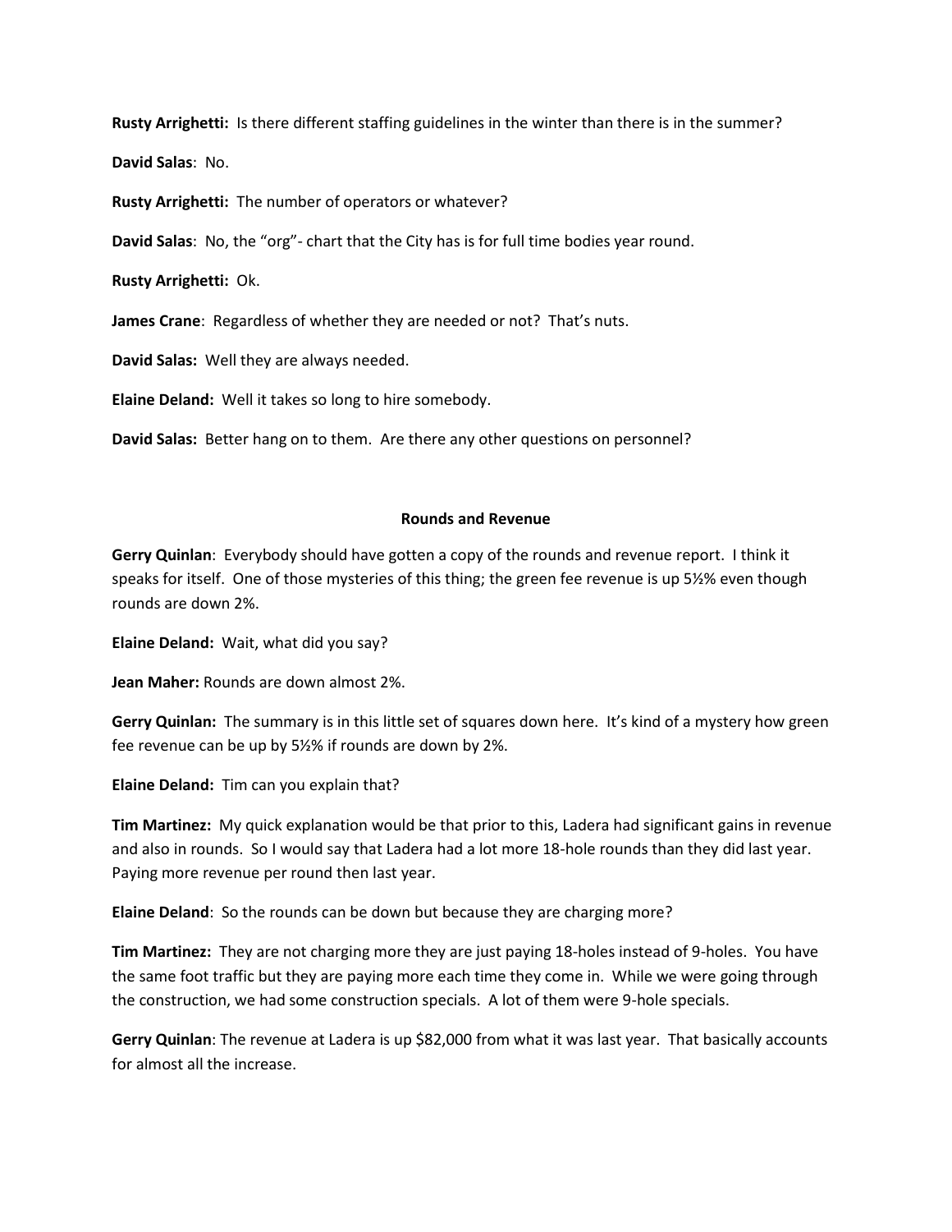**Rusty Arrighetti:** Is there different staffing guidelines in the winter than there is in the summer?

**David Salas**: No.

**Rusty Arrighetti:** The number of operators or whatever?

**David Salas**: No, the "org"- chart that the City has is for full time bodies year round.

**Rusty Arrighetti:** Ok.

**James Crane**: Regardless of whether they are needed or not? That's nuts.

**David Salas:** Well they are always needed.

**Elaine Deland:** Well it takes so long to hire somebody.

**David Salas:** Better hang on to them. Are there any other questions on personnel?

## Rounds and Revenue

**Gerry Quinlan**: Everybody should have gotten a copy of the rounds and revenue report. I think it speaks for itself. One of those mysteries of this thing; the green fee revenue is up 5½% even though rounds are down 2%.

**Elaine Deland:** Wait, what did you say?

**Jean Maher:** Rounds are down almost 2%.

**Gerry Quinlan:** The summary is in this little set of squares down here. It's kind of a mystery how green fee revenue can be up by 5½% if rounds are down by 2%.

**Elaine Deland:** Tim can you explain that?

**Tim Martinez:** My quick explanation would be that prior to this, Ladera had significant gains in revenue and also in rounds. So I would say that Ladera had a lot more 18-hole rounds than they did last year. Paying more revenue per round then last year.

**Elaine Deland**: So the rounds can be down but because they are charging more?

**Tim Martinez:** They are not charging more they are just paying 18-holes instead of 9-holes. You have the same foot traffic but they are paying more each time they come in. While we were going through the construction, we had some construction specials. A lot of them were 9-hole specials.

**Gerry Quinlan**: The revenue at Ladera is up $82,000 from what it was last year. That basically accounts for almost all the increase.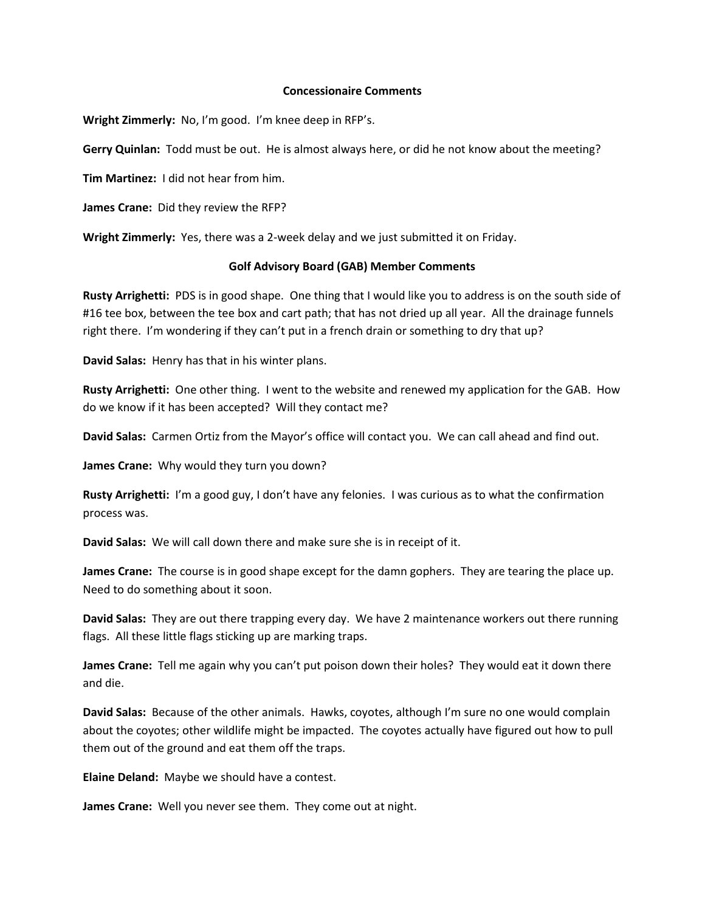### Concessionaire Comments

**Wright Zimmerly:** No, I'm good. I'm knee deep in RFP's.

**Gerry Quinlan:** Todd must be out. He is almost always here, or did he not know about the meeting?

**Tim Martinez:** I did not hear from him.

**James Crane:** Did they review the RFP?

**Wright Zimmerly:** Yes, there was a 2-week delay and we just submitted it on Friday.

### Golf Advisory Board (GAB) Member Comments

**Rusty Arrighetti:** PDS is in good shape. One thing that I would like you to address is on the south side of #16 tee box, between the tee box and cart path; that has not dried up all year. All the drainage funnels right there. I'm wondering if they can't put in a french drain or something to dry that up?

**David Salas:** Henry has that in his winter plans.

**Rusty Arrighetti:** One other thing. I went to the website and renewed my application for the GAB. How do we know if it has been accepted? Will they contact me?

**David Salas:** Carmen Ortiz from the Mayor's office will contact you. We can call ahead and find out.

**James Crane:** Why would they turn you down?

**Rusty Arrighetti:** I'm a good guy, I don't have any felonies. I was curious as to what the confirmation process was.

**David Salas:** We will call down there and make sure she is in receipt of it.

**James Crane:** The course is in good shape except for the damn gophers. They are tearing the place up. Need to do something about it soon.

**David Salas:** They are out there trapping every day. We have 2 maintenance workers out there running flags. All these little flags sticking up are marking traps.

**James Crane:** Tell me again why you can't put poison down their holes? They would eat it down there and die.

**David Salas:** Because of the other animals. Hawks, coyotes, although I'm sure no one would complain about the coyotes; other wildlife might be impacted. The coyotes actually have figured out how to pull them out of the ground and eat them off the traps.

**Elaine Deland:** Maybe we should have a contest.

**James Crane:** Well you never see them. They come out at night.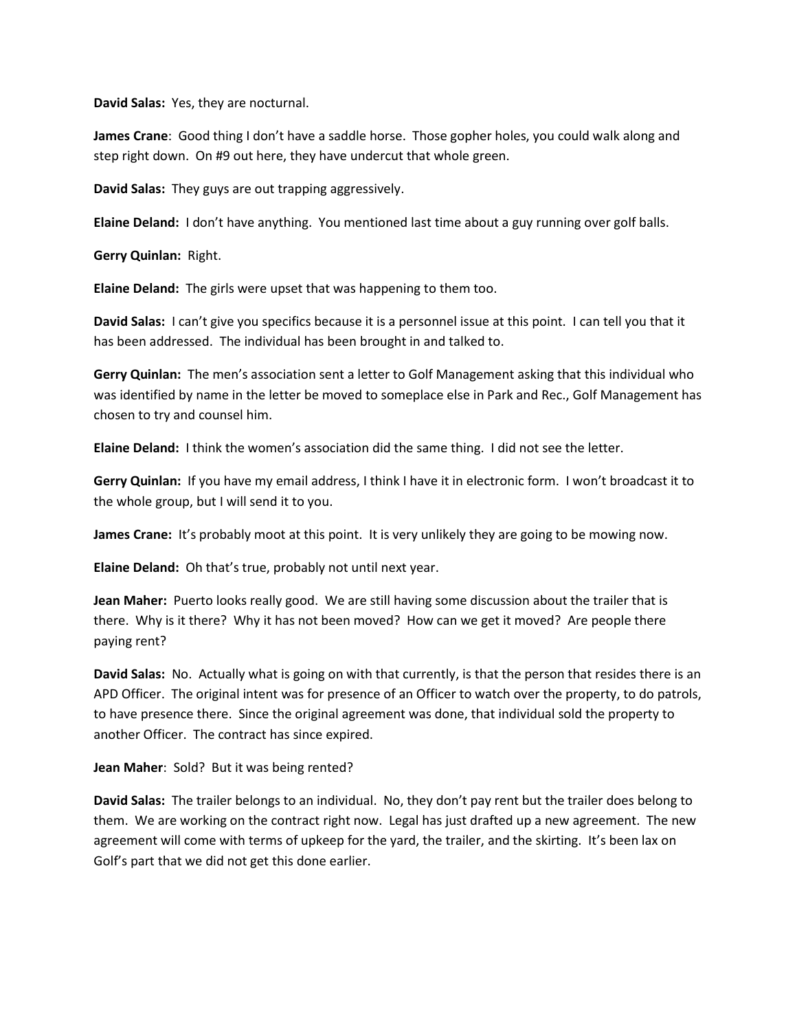**David Salas:** Yes, they are nocturnal.

**James Crane**: Good thing I don't have a saddle horse. Those gopher holes, you could walk along and step right down. On #9 out here, they have undercut that whole green.

**David Salas:** They guys are out trapping aggressively.

**Elaine Deland:** I don't have anything. You mentioned last time about a guy running over golf balls.

**Gerry Quinlan:** Right.

**Elaine Deland:** The girls were upset that was happening to them too.

**David Salas:** I can't give you specifics because it is a personnel issue at this point. I can tell you that it has been addressed. The individual has been brought in and talked to.

**Gerry Quinlan:** The men's association sent a letter to Golf Management asking that this individual who was identified by name in the letter be moved to someplace else in Park and Rec., Golf Management has chosen to try and counsel him.

**Elaine Deland:** I think the women's association did the same thing. I did not see the letter.

**Gerry Quinlan:** If you have my email address, I think I have it in electronic form. I won't broadcast it to the whole group, but I will send it to you.

**James Crane:** It's probably moot at this point. It is very unlikely they are going to be mowing now.

**Elaine Deland:** Oh that's true, probably not until next year.

**Jean Maher:** Puerto looks really good. We are still having some discussion about the trailer that is there. Why is it there? Why it has not been moved? How can we get it moved? Are people there paying rent?

**David Salas:** No. Actually what is going on with that currently, is that the person that resides there is an APD Officer. The original intent was for presence of an Officer to watch over the property, to do patrols, to have presence there. Since the original agreement was done, that individual sold the property to another Officer. The contract has since expired.

**Jean Maher**: Sold? But it was being rented?

**David Salas:** The trailer belongs to an individual. No, they don't pay rent but the trailer does belong to them. We are working on the contract right now. Legal has just drafted up a new agreement. The new agreement will come with terms of upkeep for the yard, the trailer, and the skirting. It's been lax on Golf's part that we did not get this done earlier.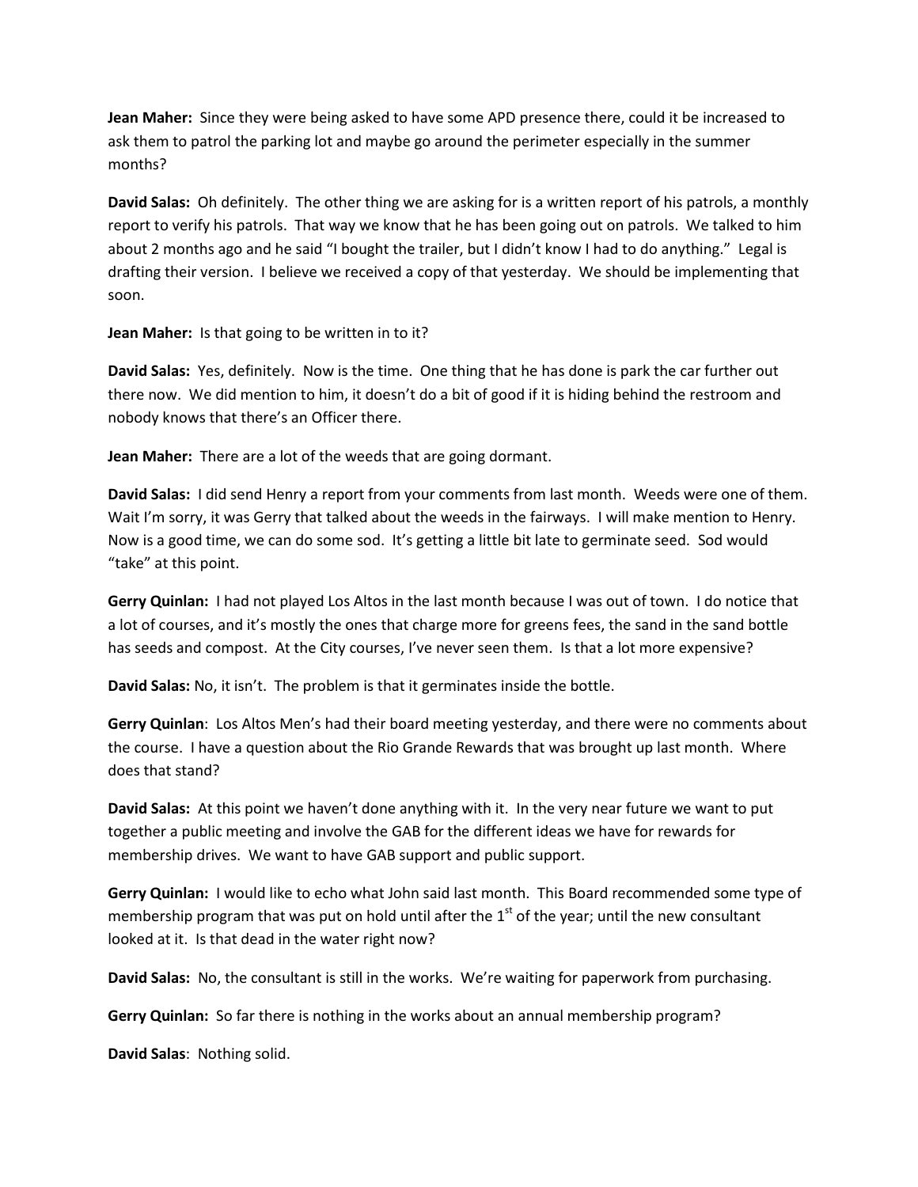**Jean Maher:** Since they were being asked to have some APD presence there, could it be increased to ask them to patrol the parking lot and maybe go around the perimeter especially in the summer months?

**David Salas:** Oh definitely. The other thing we are asking for is a written report of his patrols, a monthly report to verify his patrols. That way we know that he has been going out on patrols. We talked to him about 2 months ago and he said "I bought the trailer, but I didn't know I had to do anything." Legal is drafting their version. I believe we received a copy of that yesterday. We should be implementing that soon.

**Jean Maher:** Is that going to be written in to it?

**David Salas:** Yes, definitely. Now is the time. One thing that he has done is park the car further out there now. We did mention to him, it doesn't do a bit of good if it is hiding behind the restroom and nobody knows that there's an Officer there.

**Jean Maher:** There are a lot of the weeds that are going dormant.

**David Salas:** I did send Henry a report from your comments from last month. Weeds were one of them. Wait I'm sorry, it was Gerry that talked about the weeds in the fairways. I will make mention to Henry. Now is a good time, we can do some sod. It's getting a little bit late to germinate seed. Sod would "take" at this point.

**Gerry Quinlan:** I had not played Los Altos in the last month because I was out of town. I do notice that a lot of courses, and it's mostly the ones that charge more for greens fees, the sand in the sand bottle has seeds and compost. At the City courses, I've never seen them. Is that a lot more expensive?

**David Salas:** No, it isn't. The problem is that it germinates inside the bottle.

**Gerry Quinlan**: Los Altos Men's had their board meeting yesterday, and there were no comments about the course. I have a question about the Rio Grande Rewards that was brought up last month. Where does that stand?

**David Salas:** At this point we haven't done anything with it. In the very near future we want to put together a public meeting and involve the GAB for the different ideas we have for rewards for membership drives. We want to have GAB support and public support.

**Gerry Quinlan:** I would like to echo what John said last month. This Board recommended some type of membership program that was put on hold until after the 1st of the year; until the new consultant looked at it. Is that dead in the water right now?

**David Salas:** No, the consultant is still in the works. We're waiting for paperwork from purchasing.

**Gerry Quinlan:** So far there is nothing in the works about an annual membership program?

**David Salas**: Nothing solid.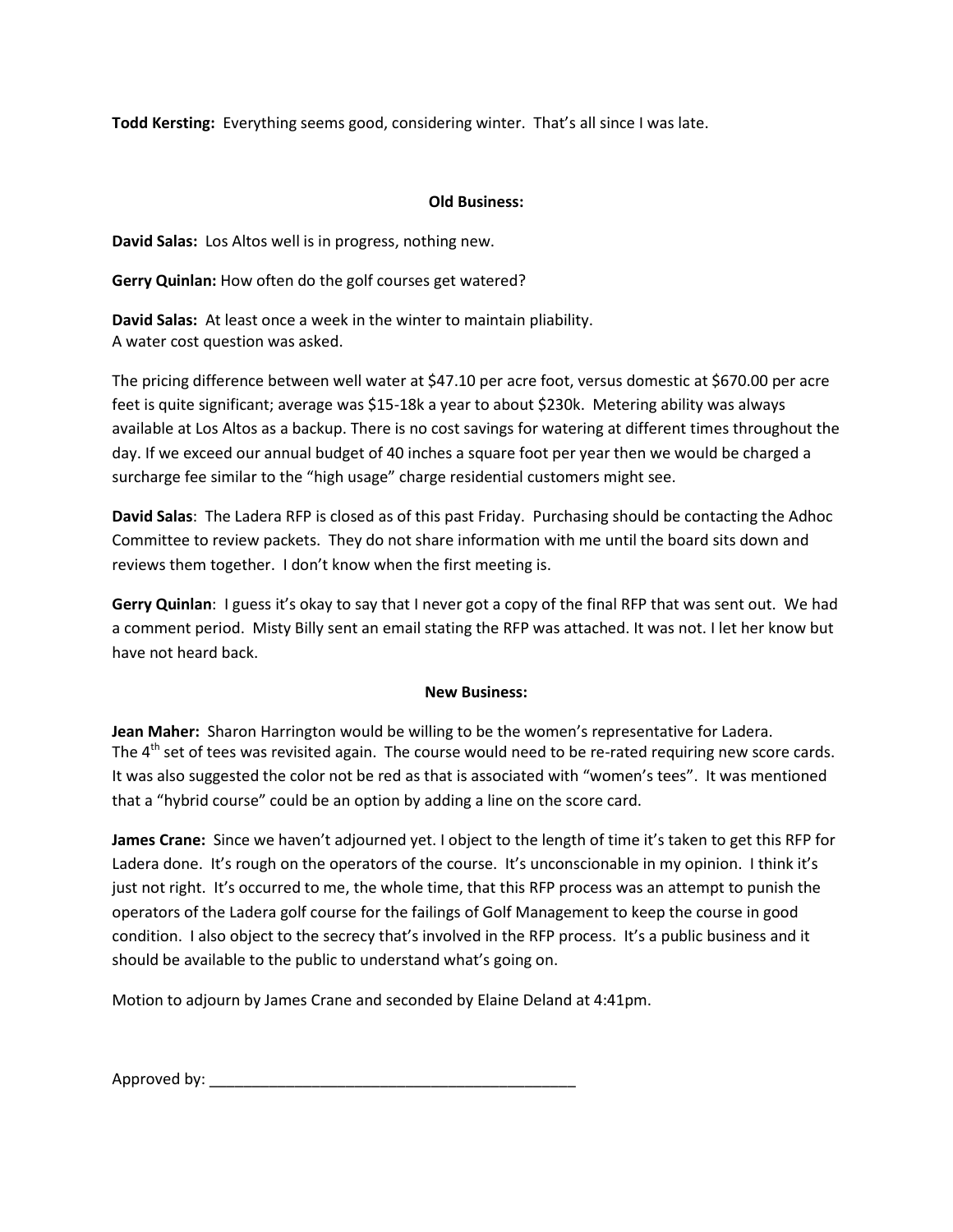**Todd Kersting:** Everything seems good, considering winter. That's all since I was late.

**Old Business:**

**David Salas:** Los Altos well is in progress, nothing new.

**Gerry Quinlan:** How often do the golf courses get watered?

**David Salas:** At least once a week in the winter to maintain pliability.
A water cost question was asked.

The pricing difference between well water at $47.10 per acre foot, versus domestic at $670.00 per acre feet is quite significant; average was $15-18k a year to about $230k. Metering ability was always available at Los Altos as a backup. There is no cost savings for watering at different times throughout the day. If we exceed our annual budget of 40 inches a square foot per year then we would be charged a surcharge fee similar to the "high usage" charge residential customers might see.

**David Salas**: The Ladera RFP is closed as of this past Friday. Purchasing should be contacting the Adhoc Committee to review packets. They do not share information with me until the board sits down and reviews them together. I don't know when the first meeting is.

**Gerry Quinlan**: I guess it's okay to say that I never got a copy of the final RFP that was sent out. We had a comment period. Misty Billy sent an email stating the RFP was attached. It was not. I let her know but have not heard back.

**New Business:**

**Jean Maher:** Sharon Harrington would be willing to be the women's representative for Ladera.
The 4th set of tees was revisited again. The course would need to be re-rated requiring new score cards. It was also suggested the color not be red as that is associated with "women's tees". It was mentioned that a "hybrid course" could be an option by adding a line on the score card.

**James Crane:** Since we haven't adjourned yet. I object to the length of time it's taken to get this RFP for Ladera done. It's rough on the operators of the course. It's unconscionable in my opinion. I think it's just not right. It's occurred to me, the whole time, that this RFP process was an attempt to punish the operators of the Ladera golf course for the failings of Golf Management to keep the course in good condition. I also object to the secrecy that's involved in the RFP process. It's a public business and it should be available to the public to understand what's going on.

Motion to adjourn by James Crane and seconded by Elaine Deland at 4:41pm.

Approved by: ___________________________________________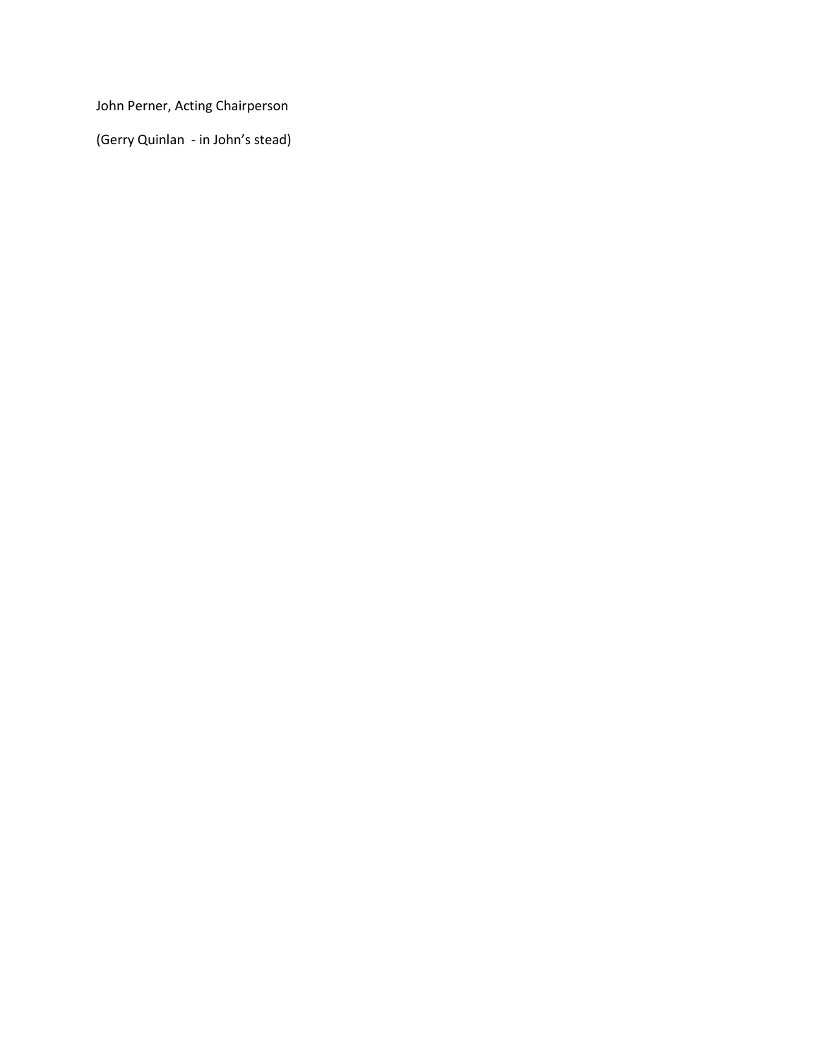John Perner, Acting Chairperson

(Gerry Quinlan  - in John's stead)